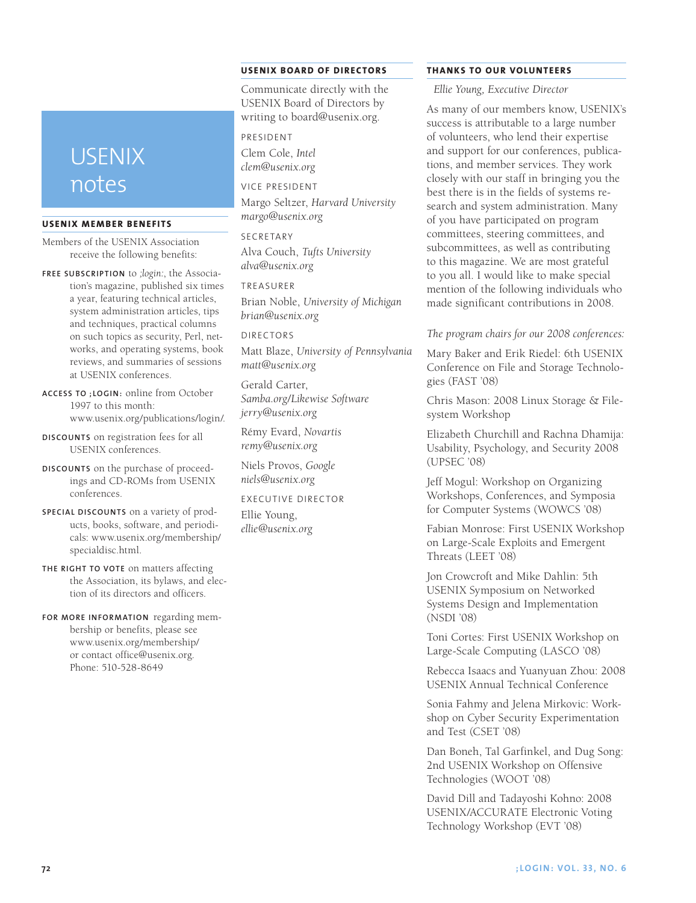# USENIX notes

## USENIX MEMBER BENEFITS

Members of the USENIX Association receive the following benefits:

**FREE SUBSCRIPTION** to *;login:*, the Association's magazine, published six times a year, featuring technical articles, system administration articles, tips and techniques, practical columns on such topics as security, Perl, networks, and operating systems, book reviews, and summaries of sessions at USENIX conferences.

**ACCESS TO ;LOGIN:** online from October 1997 to this month: www.usenix.org/publications/login/.

**DISCOUNTS** on registration fees for all USENIX conferences.

**DISCOUNTS** on the purchase of proceedings and CD-ROMs from USENIX conferences.

**SPECIAL DISCOUNTS** on a variety of products, books, software, and periodicals: www.usenix.org/membership/specialdisc.html.

**THE RIGHT TO VOTE** on matters affecting the Association, its bylaws, and election of its directors and officers.

**FOR MORE INFORMATION** regarding membership or benefits, please see www.usenix.org/membership/ or contact office@usenix.org. Phone: 510-528-8649

## USENIX BOARD OF DIRECTORS

Communicate directly with the USENIX Board of Directors by writing to board@usenix.org.

PRESIDENT

Clem Cole, *Intel*
*clem@usenix.org*

VICE PRESIDENT

Margo Seltzer, *Harvard University*
*margo@usenix.org*

SECRETARY

Alva Couch, *Tufts University*
*alva@usenix.org*

TREASURER

Brian Noble, *University of Michigan*
*brian@usenix.org*

DIRECTORS

Matt Blaze, *University of Pennsylvania*
*matt@usenix.org*

Gerald Carter, *Samba.org/Likewise Software*
*jerry@usenix.org*

Rémy Evard, *Novartis*
*remy@usenix.org*

Niels Provos, *Google*
*niels@usenix.org*

EXECUTIVE DIRECTOR

Ellie Young,
*ellie@usenix.org*

## THANKS TO OUR VOLUNTEERS

*Ellie Young, Executive Director*

As many of our members know, USENIX's success is attributable to a large number of volunteers, who lend their expertise and support for our conferences, publications, and member services. They work closely with our staff in bringing you the best there is in the fields of systems research and system administration. Many of you have participated on program committees, steering committees, and subcommittees, as well as contributing to this magazine. We are most grateful to you all. I would like to make special mention of the following individuals who made significant contributions in 2008.

*The program chairs for our 2008 conferences:*

Mary Baker and Erik Riedel: 6th USENIX Conference on File and Storage Technologies (FAST '08)

Chris Mason: 2008 Linux Storage & Filesystem Workshop

Elizabeth Churchill and Rachna Dhamija: Usability, Psychology, and Security 2008 (UPSEC '08)

Jeff Mogul: Workshop on Organizing Workshops, Conferences, and Symposia for Computer Systems (WOWCS '08)

Fabian Monrose: First USENIX Workshop on Large-Scale Exploits and Emergent Threats (LEET '08)

Jon Crowcroft and Mike Dahlin: 5th USENIX Symposium on Networked Systems Design and Implementation (NSDI '08)

Toni Cortes: First USENIX Workshop on Large-Scale Computing (LASCO '08)

Rebecca Isaacs and Yuanyuan Zhou: 2008 USENIX Annual Technical Conference

Sonia Fahmy and Jelena Mirkovic: Workshop on Cyber Security Experimentation and Test (CSET '08)

Dan Boneh, Tal Garfinkel, and Dug Song: 2nd USENIX Workshop on Offensive Technologies (WOOT '08)

David Dill and Tadayoshi Kohno: 2008 USENIX/ACCURATE Electronic Voting Technology Workshop (EVT '08)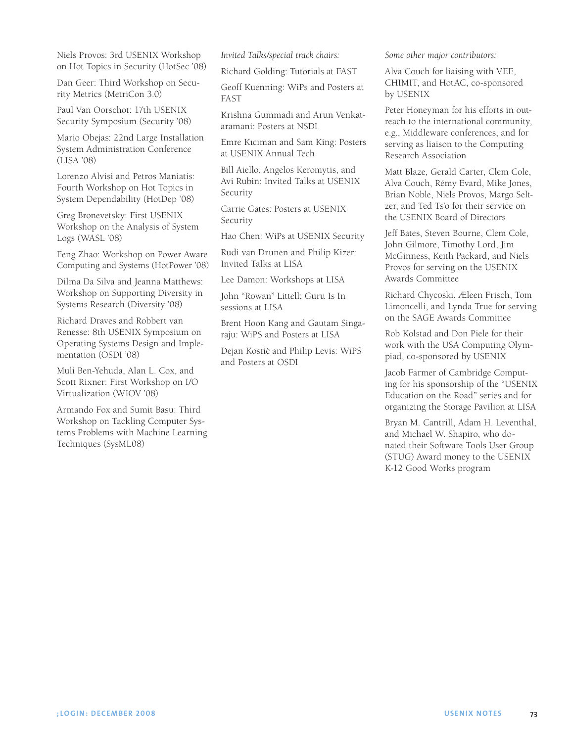Niels Provos: 3rd USENIX Workshop on Hot Topics in Security (HotSec '08)

Dan Geer: Third Workshop on Security Metrics (MetriCon 3.0)

Paul Van Oorschot: 17th USENIX Security Symposium (Security '08)

Mario Obejas: 22nd Large Installation System Administration Conference (LISA '08)

Lorenzo Alvisi and Petros Maniatis: Fourth Workshop on Hot Topics in System Dependability (HotDep '08)

Greg Bronevetsky: First USENIX Workshop on the Analysis of System Logs (WASL '08)

Feng Zhao: Workshop on Power Aware Computing and Systems (HotPower '08)

Dilma Da Silva and Jeanna Matthews: Workshop on Supporting Diversity in Systems Research (Diversity '08)

Richard Draves and Robbert van Renesse: 8th USENIX Symposium on Operating Systems Design and Implementation (OSDI '08)

Muli Ben-Yehuda, Alan L. Cox, and Scott Rixner: First Workshop on I/O Virtualization (WIOV '08)

Armando Fox and Sumit Basu: Third Workshop on Tackling Computer Systems Problems with Machine Learning Techniques (SysML08)

*Invited Talks/special track chairs:*

Richard Golding: Tutorials at FAST

Geoff Kuenning: WiPs and Posters at FAST

Krishna Gummadi and Arun Venkataramani: Posters at NSDI

Emre Kıcıman and Sam King: Posters at USENIX Annual Tech

Bill Aiello, Angelos Keromytis, and Avi Rubin: Invited Talks at USENIX Security

Carrie Gates: Posters at USENIX Security

Hao Chen: WiPs at USENIX Security

Rudi van Drunen and Philip Kizer: Invited Talks at LISA

Lee Damon: Workshops at LISA

John "Rowan" Littell: Guru Is In sessions at LISA

Brent Hoon Kang and Gautam Singaraju: WiPS and Posters at LISA

Dejan Kostić and Philip Levis: WiPS and Posters at OSDI

*Some other major contributors:*

Alva Couch for liaising with VEE, CHIMIT, and HotAC, co-sponsored by USENIX

Peter Honeyman for his efforts in outreach to the international community, e.g., Middleware conferences, and for serving as liaison to the Computing Research Association

Matt Blaze, Gerald Carter, Clem Cole, Alva Couch, Rémy Evard, Mike Jones, Brian Noble, Niels Provos, Margo Seltzer, and Ted Ts'o for their service on the USENIX Board of Directors

Jeff Bates, Steven Bourne, Clem Cole, John Gilmore, Timothy Lord, Jim McGinness, Keith Packard, and Niels Provos for serving on the USENIX Awards Committee

Richard Chycoski, Æleen Frisch, Tom Limoncelli, and Lynda True for serving on the SAGE Awards Committee

Rob Kolstad and Don Piele for their work with the USA Computing Olympiad, co-sponsored by USENIX

Jacob Farmer of Cambridge Computing for his sponsorship of the "USENIX Education on the Road" series and for organizing the Storage Pavilion at LISA

Bryan M. Cantrill, Adam H. Leventhal, and Michael W. Shapiro, who donated their Software Tools User Group (STUG) Award money to the USENIX K-12 Good Works program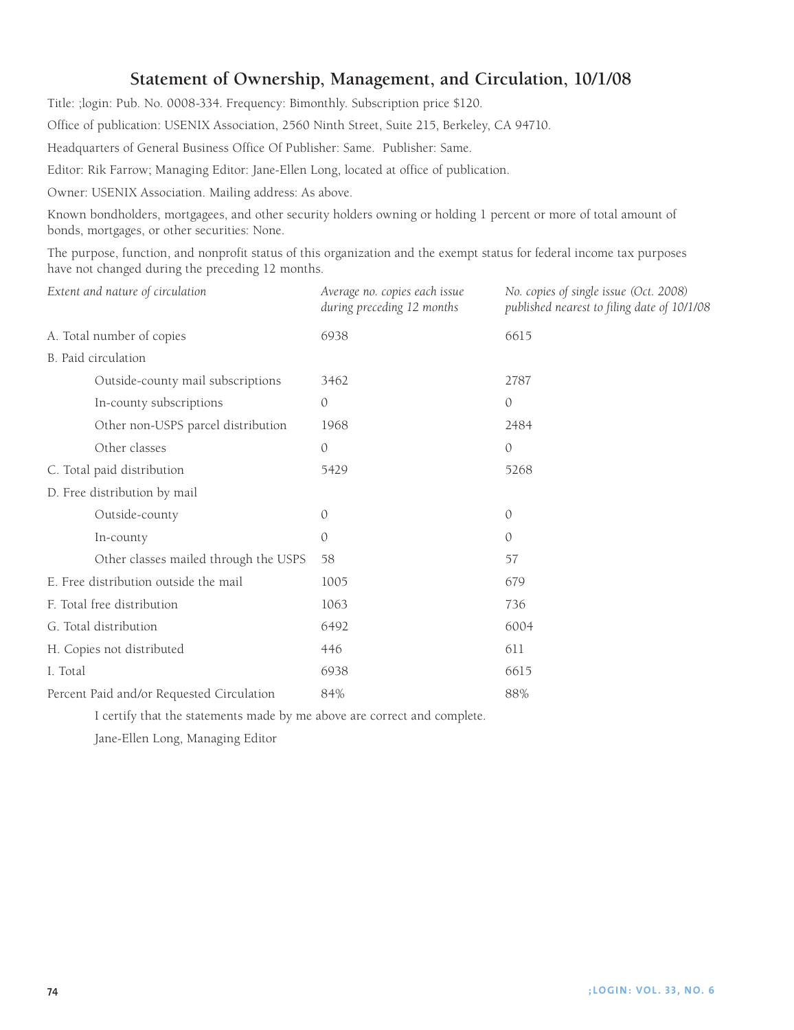## Statement of Ownership, Management, and Circulation, 10/1/08

Title: ;login: Pub. No. 0008-334. Frequency: Bimonthly. Subscription price $120.

Office of publication: USENIX Association, 2560 Ninth Street, Suite 215, Berkeley, CA 94710.

Headquarters of General Business Office Of Publisher: Same. Publisher: Same.

Editor: Rik Farrow; Managing Editor: Jane-Ellen Long, located at office of publication.

Owner: USENIX Association. Mailing address: As above.

Known bondholders, mortgagees, and other security holders owning or holding 1 percent or more of total amount of bonds, mortgages, or other securities: None.

The purpose, function, and nonprofit status of this organization and the exempt status for federal income tax purposes have not changed during the preceding 12 months.

| *Extent and nature of circulation* | *Average no. copies each issue during preceding 12 months* | *No. copies of single issue (Oct. 2008) published nearest to filing date of 10/1/08* |
|---|---|---|
| A. Total number of copies | 6938 | 6615 |
| B. Paid circulation | | |
| Outside-county mail subscriptions | 3462 | 2787 |
| In-county subscriptions | 0 | 0 |
| Other non-USPS parcel distribution | 1968 | 2484 |
| Other classes | 0 | 0 |
| C. Total paid distribution | 5429 | 5268 |
| D. Free distribution by mail | | |
| Outside-county | 0 | 0 |
| In-county | 0 | 0 |
| Other classes mailed through the USPS | 58 | 57 |
| E. Free distribution outside the mail | 1005 | 679 |
| F. Total free distribution | 1063 | 736 |
| G. Total distribution | 6492 | 6004 |
| H. Copies not distributed | 446 | 611 |
| I. Total | 6938 | 6615 |
| Percent Paid and/or Requested Circulation | 84% | 88% |

I certify that the statements made by me above are correct and complete.

Jane-Ellen Long, Managing Editor